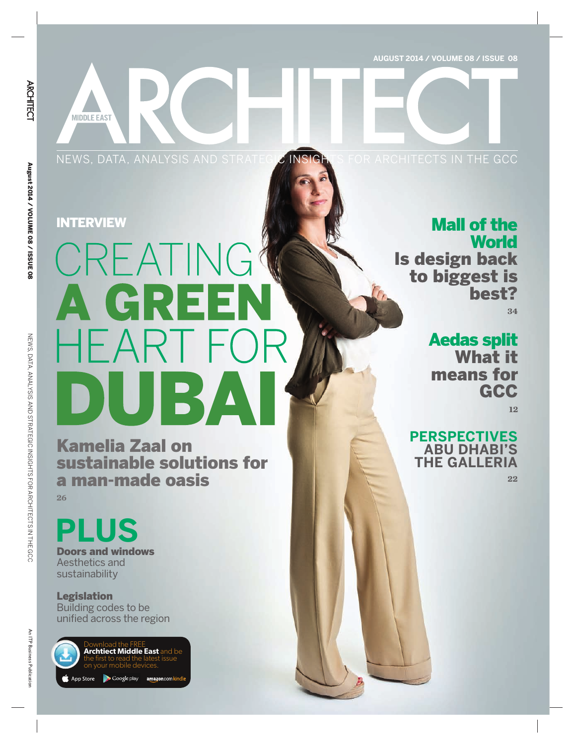AUGUST 2014 / VOLUME 08 / ISSUE 08

# ARCHITECT MIDDLE EAST

NEWS, DATA, ANALYSIS AND STRATEGIC INSIGHTS FOR ARCHITECTS IN THE GCC

## INTERVIEW

# CREATING A GREEN HEART FOR DUBAI

**Kamelia Zaal on sustainable solutions for a man-made oasis**

26

## Mall of the World

**Is design back to biggest is best?**

34

## Aedas split

**What it means for GCC**

12

## PERSPECTIVES

**ABU DHABI'S THE GALLERIA**

22

## PLUS

**Doors and windows**
Aesthetics and sustainability

**Legislation**
Building codes to be unified across the region

Download the FREE **Archtiect Middle East** and be the first to read the latest issue on your mobile devices.

App Store | Google play | amazon.com kindle

An ITP Business Publication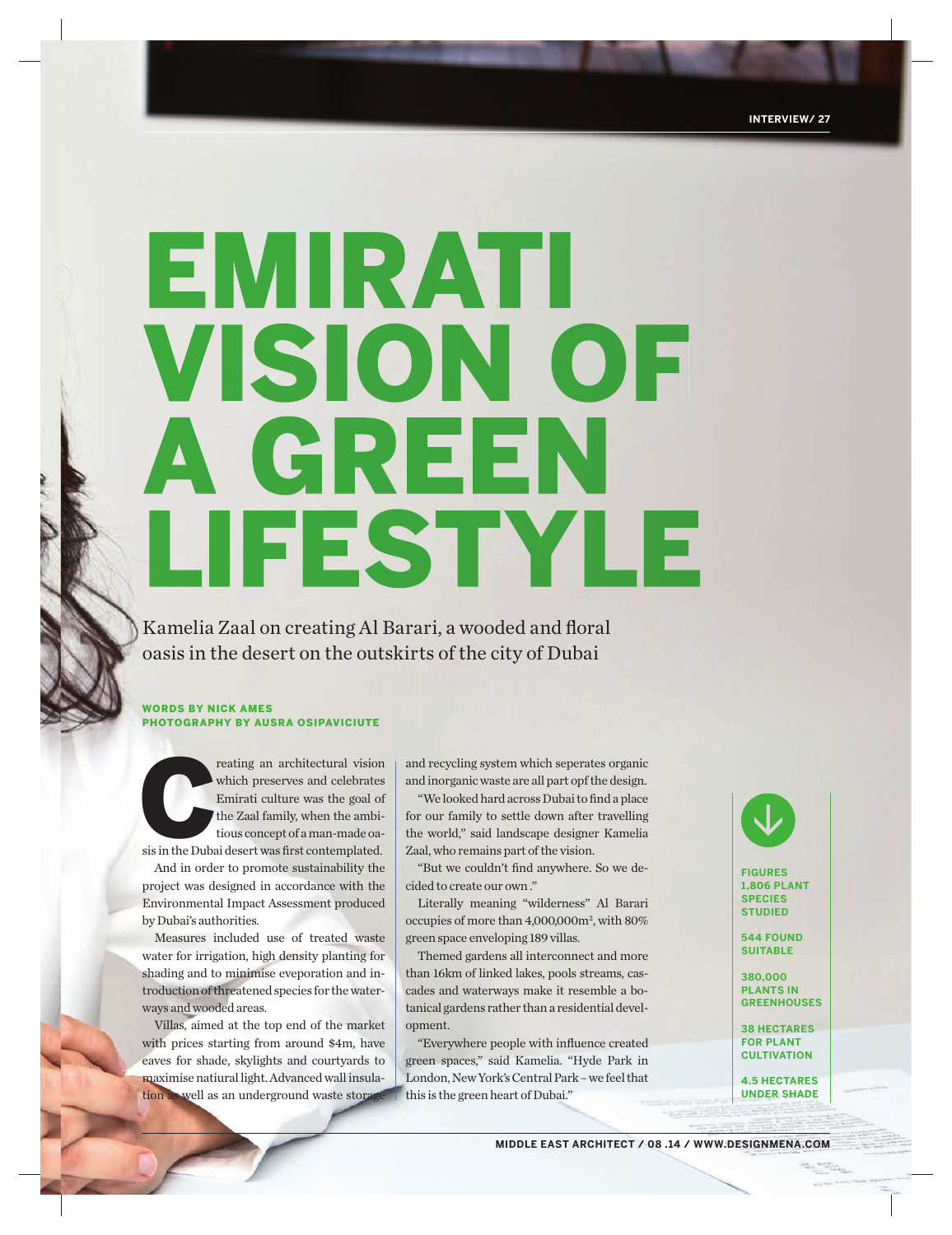# EMIRATI VISION OF A GREEN LIFESTYLE

Kamelia Zaal on creating Al Barari, a wooded and floral oasis in the desert on the outskirts of the city of Dubai

**WORDS BY NICK AMES**
**PHOTOGRAPHY BY AUSRA OSIPAVICIUTE**

Creating an architectural vision which preserves and celebrates Emirati culture was the goal of the Zaal family, when the ambitious concept of a man-made oasis in the Dubai desert was first contemplated.

And in order to promote sustainability the project was designed in accordance with the Environmental Impact Assessment produced by Dubai's authorities.

Measures included use of treated waste water for irrigation, high density planting for shading and to minimise eveporation and introduction of threatened species for the waterways and wooded areas.

Villas, aimed at the top end of the market with prices starting from around $4m, have eaves for shade, skylights and courtyards to maximise natiural light. Advanced wall insulation as well as an underground waste storage and recycling system which seperates organic and inorganic waste are all part opf the design.

"We looked hard across Dubai to find a place for our family to settle down after travelling the world," said landscape designer Kamelia Zaal, who remains part of the vision.

"But we couldn't find anywhere. So we decided to create our own ."

Literally meaning "wilderness" Al Barari occupies of more than 4,000,000m², with 80% green space enveloping 189 villas.

Themed gardens all interconnect and more than 16km of linked lakes, pools streams, cascades and waterways make it resemble a botanical gardens rather than a residential development.

"Everywhere people with influence created green spaces," said Kamelia. "Hyde Park in London, New York's Central Park – we feel that this is the green heart of Dubai."

**FIGURES**
**1,806 PLANT SPECIES STUDIED**

**544 FOUND SUITABLE**

**380,000 PLANTS IN GREENHOUSES**

**38 HECTARES FOR PLANT CULTIVATION**

**4.5 HECTARES UNDER SHADE**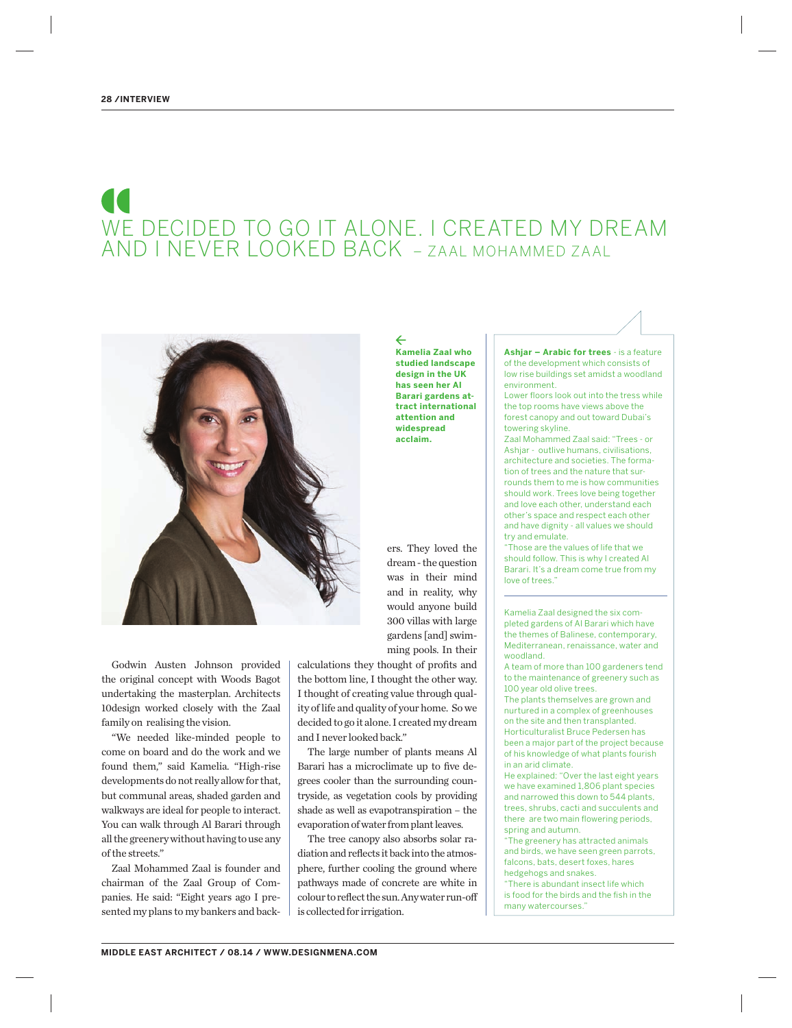# WE DECIDED TO GO IT ALONE. I CREATED MY DREAM AND I NEVER LOOKED BACK – ZAAL MOHAMMED ZAAL

**Kamelia Zaal who studied landscape design in the UK has seen her Al Barari gardens attract international attention and widespread acclaim.**

ers. They loved the dream - the question was in their mind and in reality, why would anyone build 300 villas with large gardens [and] swimming pools. In their calculations they thought of profits and the bottom line, I thought the other way. I thought of creating value through quality of life and quality of your home. So we decided to go it alone. I created my dream and I never looked back."

The large number of plants means Al Barari has a microclimate up to five degrees cooler than the surrounding countryside, as vegetation cools by providing shade as well as evapotranspiration – the evaporation of water from plant leaves.

The tree canopy also absorbs solar radiation and reflects it back into the atmosphere, further cooling the ground where pathways made of concrete are white in colour to reflect the sun. Any water run-off is collected for irrigation.

Godwin Austen Johnson provided the original concept with Woods Bagot undertaking the masterplan. Architects 10design worked closely with the Zaal family on realising the vision.

"We needed like-minded people to come on board and we found them," said Kamelia. "High-rise developments do not really allow for that, but communal areas, shaded garden and walkways are ideal for people to interact. You can walk through Al Barari through all the greenery without having to use any of the streets."

Zaal Mohammed Zaal is founder and chairman of the Zaal Group of Companies. He said: "Eight years ago I presented my plans to my bankers and back-

**Ashjar – Arabic for trees** - is a feature of the development which consists of low rise buildings set amidst a woodland environment.

Lower floors look out into the tress while the top rooms have views above the forest canopy and out toward Dubai's towering skyline.

Zaal Mohammed Zaal said: "Trees - or Ashjar - outlive humans, civilisations, architecture and societies. The formation of trees and the nature that surrounds them to me is how communities should work. Trees love being together and love each other, understand each other's space and respect each other and have dignity - all values we should try and emulate.

"Those are the values of life that we should follow. This is why I created Al Barari. It's a dream come true from my love of trees."

---

Kamelia Zaal designed the six completed gardens of Al Barari which have the themes of Balinese, contemporary, Mediterranean, renaissance, water and woodland.

A team of more than 100 gardeners tend to the maintenance of greenery such as 100 year old olive trees.

The plants themselves are grown and nurtured in a complex of greenhouses on the site and then transplanted.

Horticulturalist Bruce Pedersen has been a major part of the project because of his knowledge of what plants fourish in an arid climate.

He explained: "Over the last eight years we have examined 1,806 plant species and narrowed this down to 544 plants, trees, shrubs, cacti and succulents and there are two main flowering periods, spring and autumn.

"The greenery has attracted animals and birds, we have seen green parrots, falcons, bats, desert foxes, hares hedgehogs and snakes.

"There is abundant insect life which is food for the birds and the fish in the many watercourses."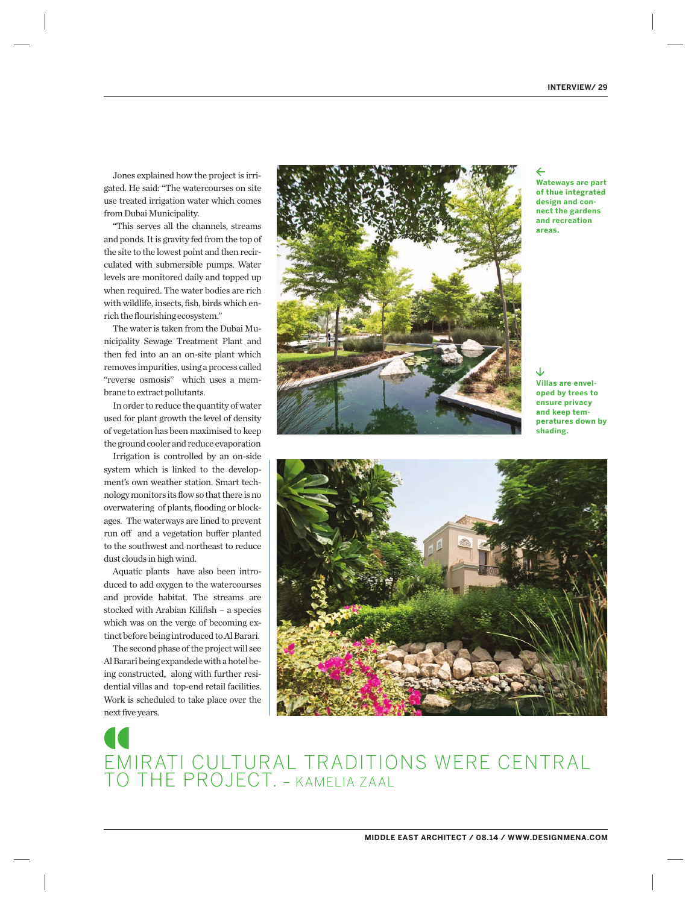Jones explained how the project is irrigated. He said: "The watercourses on site use treated irrigation water which comes from Dubai Municipality.

"This serves all the channels, streams and ponds. It is gravity fed from the top of the site to the lowest point and then recirculated with submersible pumps. Water levels are monitored daily and topped up when required. The water bodies are rich with wildlife, insects, fish, birds which enrich the flourishing ecosystem."

The water is taken from the Dubai Municipality Sewage Treatment Plant and then fed into an an on-site plant which removes impurities, using a process called "reverse osmosis" which uses a membrane to extract pollutants.

In order to reduce the quantity of water used for plant growth the level of density of vegetation has been maximised to keep the ground cooler and reduce evaporation

Irrigation is controlled by an on-side system which is linked to the development's own weather station. Smart technology monitors its flow so that there is no overwatering of plants, flooding or blockages. The waterways are lined to prevent run off and a vegetation buffer planted to the southwest and northeast to reduce dust clouds in high wind.

Aquatic plants have also been introduced to add oxygen to the watercourses and provide habitat. The streams are stocked with Arabian Kilifish – a species which was on the verge of becoming extinct before being introduced to Al Barari.

The second phase of the project will see Al Barari being expandede with a hotel being constructed, along with further residential villas and top-end retail facilities. Work is scheduled to take place over the next five years.

← **Wateways are part of thue integrated design and connect the gardens and recreation areas.**

↓ **Villas are enveloped by trees to ensure privacy and keep temperatures down by shading.**

> EMIRATI CULTURAL TRADITIONS WERE CENTRAL TO THE PROJECT. – KAMELIA ZAAL